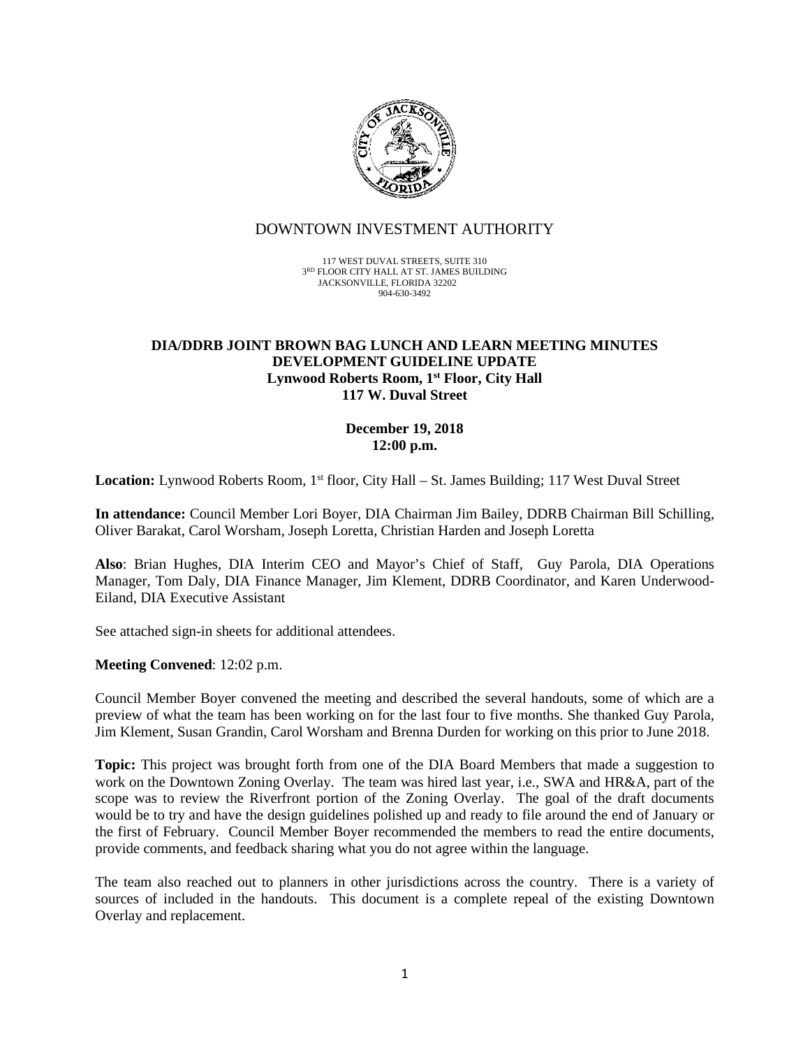# DOWNTOWN INVESTMENT AUTHORITY

117 WEST DUVAL STREETS, SUITE 310
3RD FLOOR CITY HALL AT ST. JAMES BUILDING
JACKSONVILLE, FLORIDA 32202
904-630-3492

**DIA/DDRB JOINT BROWN BAG LUNCH AND LEARN MEETING MINUTES**
**DEVELOPMENT GUIDELINE UPDATE**
**Lynwood Roberts Room, 1st Floor, City Hall**
**117 W. Duval Street**

**December 19, 2018**
**12:00 p.m.**

**Location:** Lynwood Roberts Room, 1st floor, City Hall – St. James Building; 117 West Duval Street

**In attendance:** Council Member Lori Boyer, DIA Chairman Jim Bailey, DDRB Chairman Bill Schilling, Oliver Barakat, Carol Worsham, Joseph Loretta, Christian Harden and Joseph Loretta

**Also**: Brian Hughes, DIA Interim CEO and Mayor's Chief of Staff, Guy Parola, DIA Operations Manager, Tom Daly, DIA Finance Manager, Jim Klement, DDRB Coordinator, and Karen Underwood-Eiland, DIA Executive Assistant

See attached sign-in sheets for additional attendees.

**Meeting Convened**: 12:02 p.m.

Council Member Boyer convened the meeting and described the several handouts, some of which are a preview of what the team has been working on for the last four to five months. She thanked Guy Parola, Jim Klement, Susan Grandin, Carol Worsham and Brenna Durden for working on this prior to June 2018.

**Topic:** This project was brought forth from one of the DIA Board Members that made a suggestion to work on the Downtown Zoning Overlay. The team was hired last year, i.e., SWA and HR&A, part of the scope was to review the Riverfront portion of the Zoning Overlay. The goal of the draft documents would be to try and have the design guidelines polished up and ready to file around the end of January or the first of February. Council Member Boyer recommended the members to read the entire documents, provide comments, and feedback sharing what you do not agree within the language.

The team also reached out to planners in other jurisdictions across the country. There is a variety of sources of included in the handouts. This document is a complete repeal of the existing Downtown Overlay and replacement.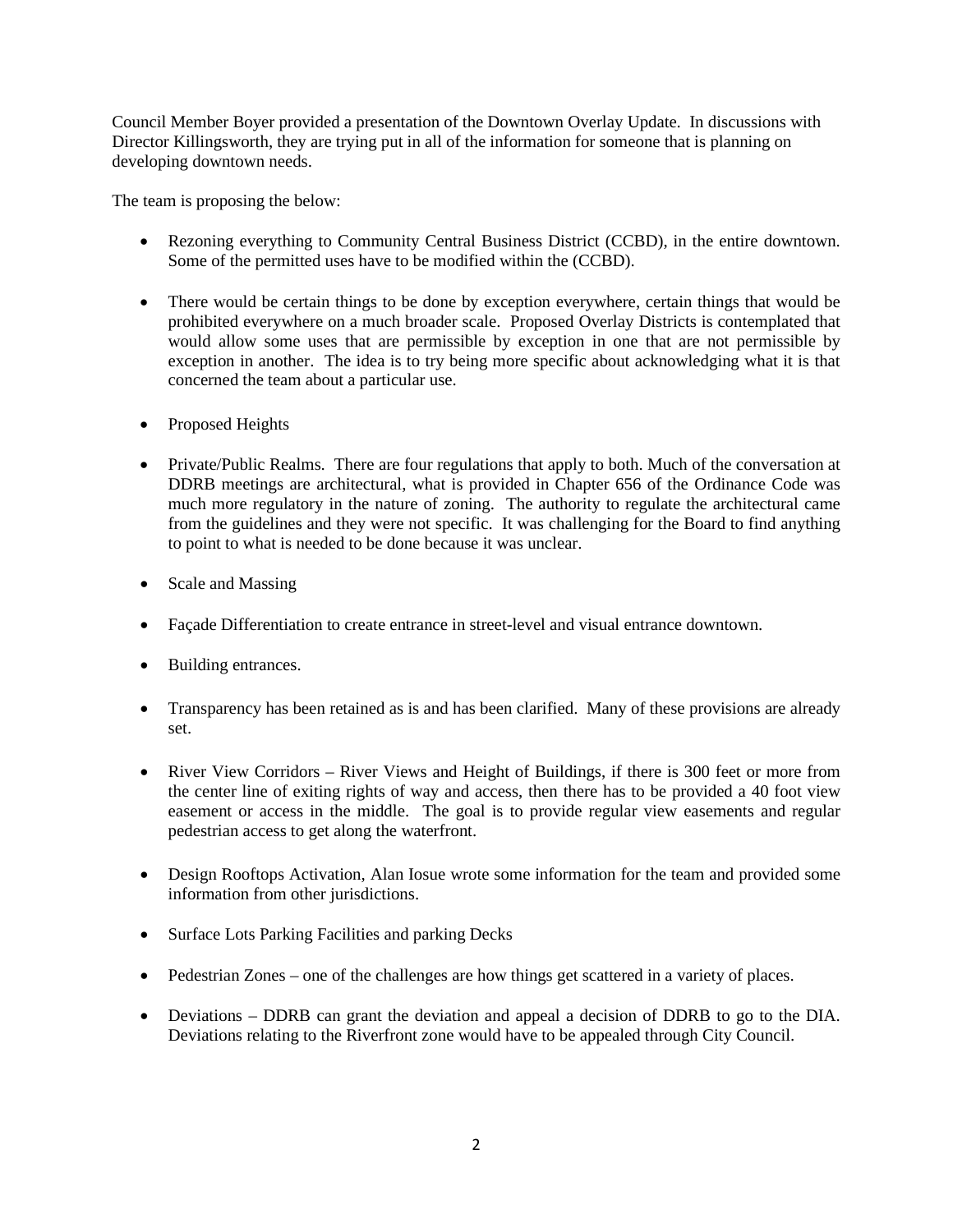Council Member Boyer provided a presentation of the Downtown Overlay Update. In discussions with Director Killingsworth, they are trying put in all of the information for someone that is planning on developing downtown needs.

The team is proposing the below:

- Rezoning everything to Community Central Business District (CCBD), in the entire downtown. Some of the permitted uses have to be modified within the (CCBD).

- There would be certain things to be done by exception everywhere, certain things that would be prohibited everywhere on a much broader scale. Proposed Overlay Districts is contemplated that would allow some uses that are permissible by exception in one that are not permissible by exception in another. The idea is to try being more specific about acknowledging what it is that concerned the team about a particular use.

- Proposed Heights

- Private/Public Realms. There are four regulations that apply to both. Much of the conversation at DDRB meetings are architectural, what is provided in Chapter 656 of the Ordinance Code was much more regulatory in the nature of zoning. The authority to regulate the architectural came from the guidelines and they were not specific. It was challenging for the Board to find anything to point to what is needed to be done because it was unclear.

- Scale and Massing

- Façade Differentiation to create entrance in street-level and visual entrance downtown.

- Building entrances.

- Transparency has been retained as is and has been clarified. Many of these provisions are already set.

- River View Corridors – River Views and Height of Buildings, if there is 300 feet or more from the center line of exiting rights of way and access, then there has to be provided a 40 foot view easement or access in the middle. The goal is to provide regular view easements and regular pedestrian access to get along the waterfront.

- Design Rooftops Activation, Alan Iosue wrote some information for the team and provided some information from other jurisdictions.

- Surface Lots Parking Facilities and parking Decks

- Pedestrian Zones – one of the challenges are how things get scattered in a variety of places.

- Deviations – DDRB can grant the deviation and appeal a decision of DDRB to go to the DIA. Deviations relating to the Riverfront zone would have to be appealed through City Council.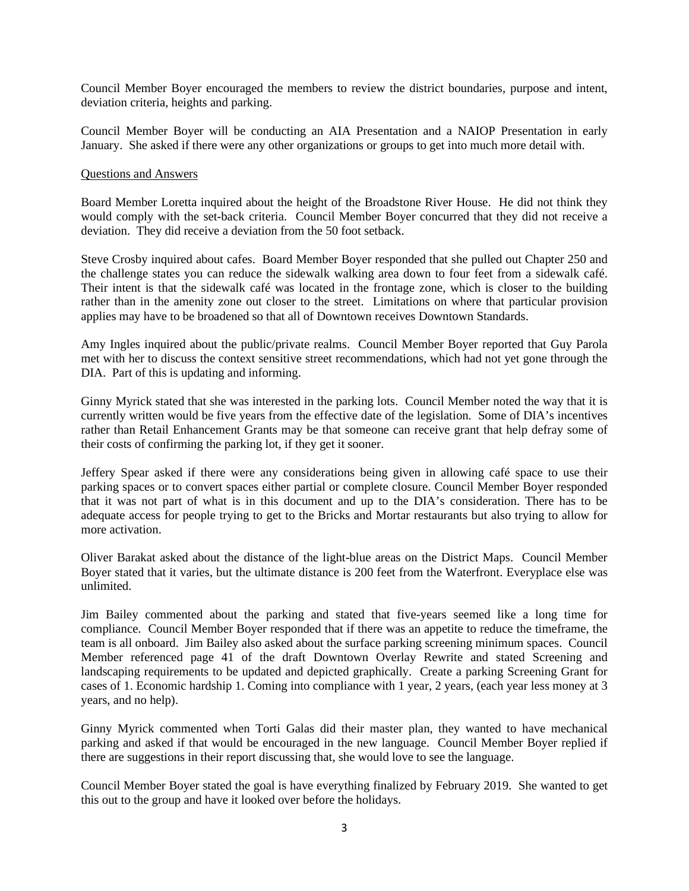Council Member Boyer encouraged the members to review the district boundaries, purpose and intent, deviation criteria, heights and parking.

Council Member Boyer will be conducting an AIA Presentation and a NAIOP Presentation in early January. She asked if there were any other organizations or groups to get into much more detail with.

Questions and Answers

Board Member Loretta inquired about the height of the Broadstone River House. He did not think they would comply with the set-back criteria. Council Member Boyer concurred that they did not receive a deviation. They did receive a deviation from the 50 foot setback.

Steve Crosby inquired about cafes. Board Member Boyer responded that she pulled out Chapter 250 and the challenge states you can reduce the sidewalk walking area down to four feet from a sidewalk café. Their intent is that the sidewalk café was located in the frontage zone, which is closer to the building rather than in the amenity zone out closer to the street. Limitations on where that particular provision applies may have to be broadened so that all of Downtown receives Downtown Standards.

Amy Ingles inquired about the public/private realms. Council Member Boyer reported that Guy Parola met with her to discuss the context sensitive street recommendations, which had not yet gone through the DIA. Part of this is updating and informing.

Ginny Myrick stated that she was interested in the parking lots. Council Member noted the way that it is currently written would be five years from the effective date of the legislation. Some of DIA's incentives rather than Retail Enhancement Grants may be that someone can receive grant that help defray some of their costs of confirming the parking lot, if they get it sooner.

Jeffery Spear asked if there were any considerations being given in allowing café space to use their parking spaces or to convert spaces either partial or complete closure. Council Member Boyer responded that it was not part of what is in this document and up to the DIA's consideration. There has to be adequate access for people trying to get to the Bricks and Mortar restaurants but also trying to allow for more activation.

Oliver Barakat asked about the distance of the light-blue areas on the District Maps. Council Member Boyer stated that it varies, but the ultimate distance is 200 feet from the Waterfront. Everyplace else was unlimited.

Jim Bailey commented about the parking and stated that five-years seemed like a long time for compliance. Council Member Boyer responded that if there was an appetite to reduce the timeframe, the team is all onboard. Jim Bailey also asked about the surface parking screening minimum spaces. Council Member referenced page 41 of the draft Downtown Overlay Rewrite and stated Screening and landscaping requirements to be updated and depicted graphically. Create a parking Screening Grant for cases of 1. Economic hardship 1. Coming into compliance with 1 year, 2 years, (each year less money at 3 years, and no help).

Ginny Myrick commented when Torti Galas did their master plan, they wanted to have mechanical parking and asked if that would be encouraged in the new language. Council Member Boyer replied if there are suggestions in their report discussing that, she would love to see the language.

Council Member Boyer stated the goal is have everything finalized by February 2019. She wanted to get this out to the group and have it looked over before the holidays.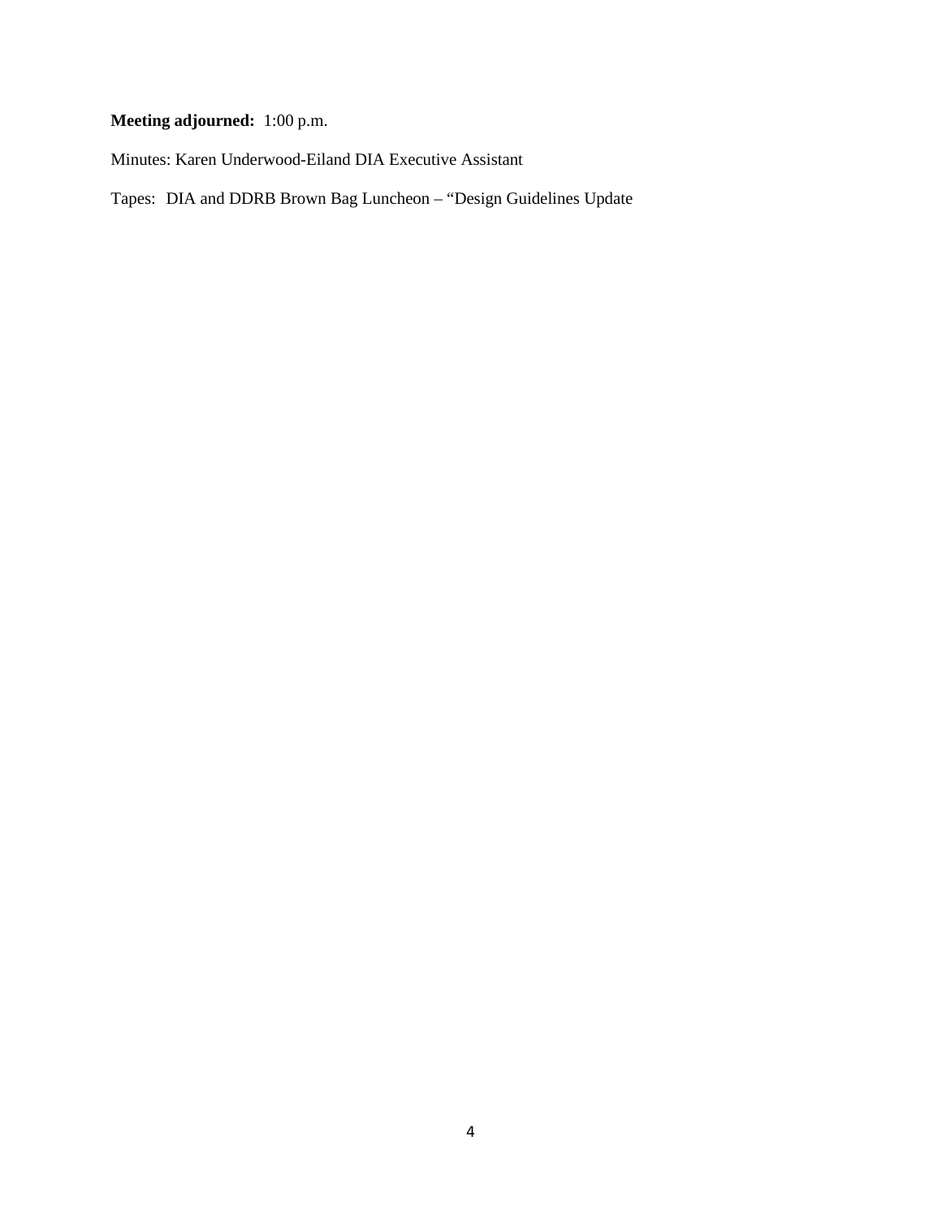**Meeting adjourned:** 1:00 p.m.

Minutes: Karen Underwood-Eiland DIA Executive Assistant

Tapes: DIA and DDRB Brown Bag Luncheon – "Design Guidelines Update